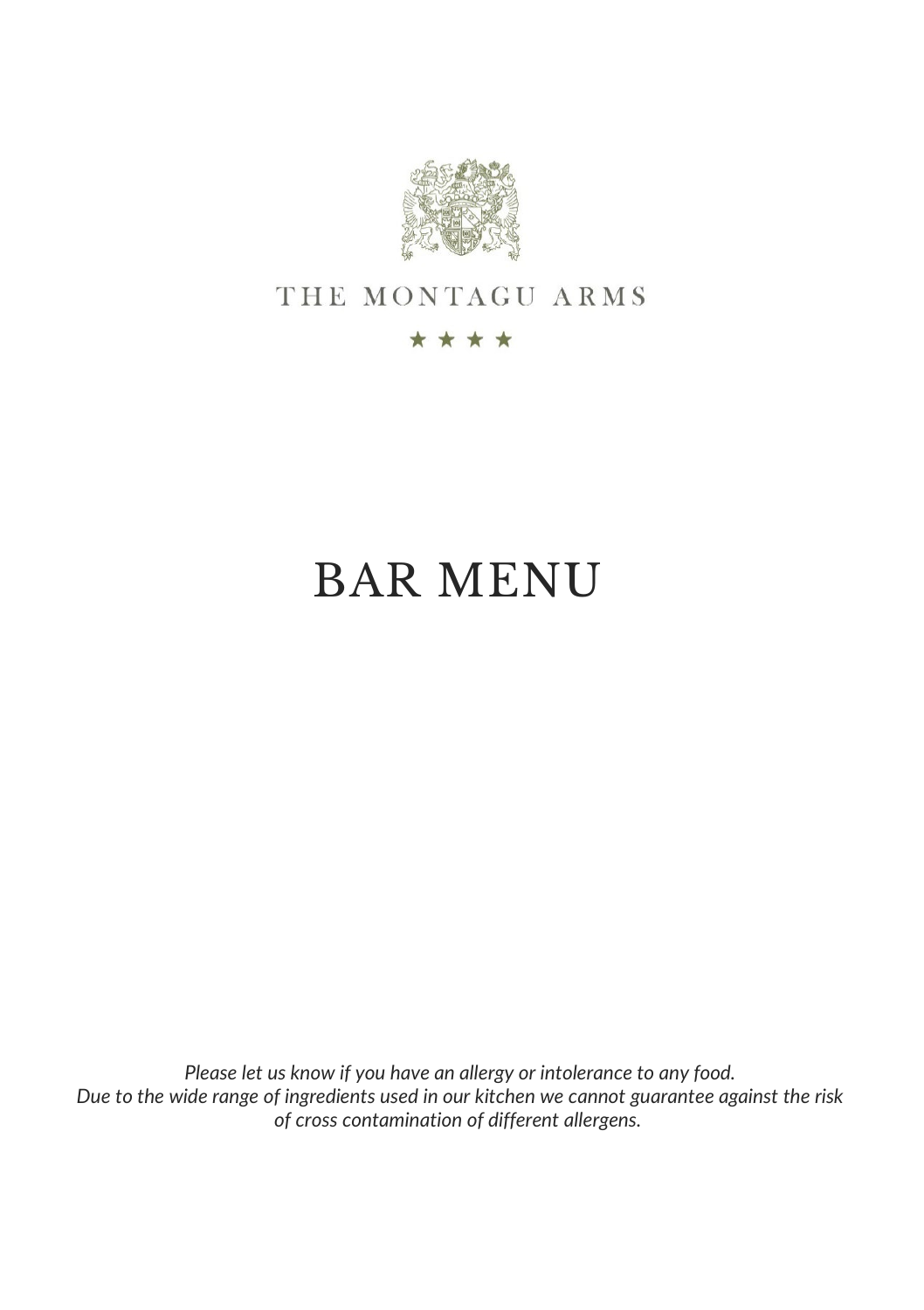THE MONTAGU ARMS

★ ★ ★ ★

# BAR MENU

*Please let us know if you have an allergy or intolerance to any food.*
*Due to the wide range of ingredients used in our kitchen we cannot guarantee against the risk of cross contamination of different allergens.*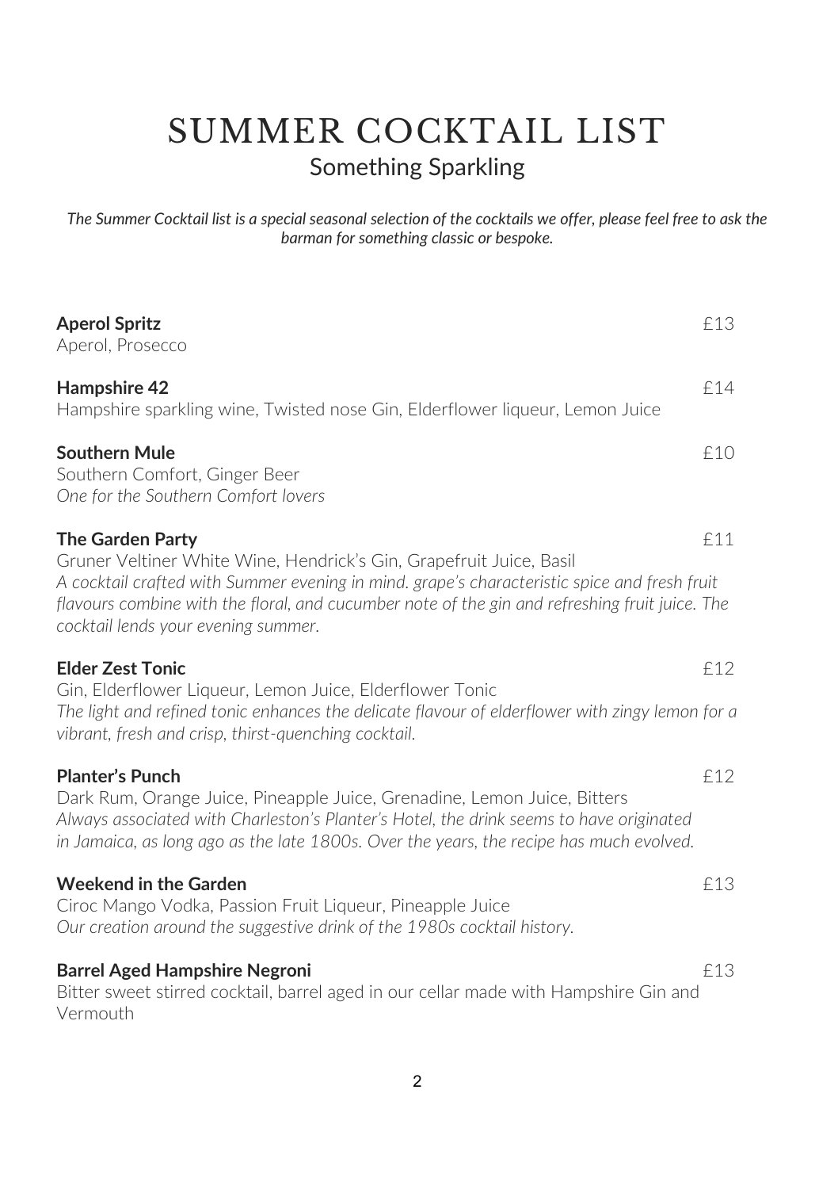# SUMMER COCKTAIL LIST

## Something Sparkling

*The Summer Cocktail list is a special seasonal selection of the cocktails we offer, please feel free to ask the barman for something classic or bespoke.*

**Aperol Spritz** £13
Aperol, Prosecco

**Hampshire 42** £14
Hampshire sparkling wine, Twisted nose Gin, Elderflower liqueur, Lemon Juice

**Southern Mule** £10
Southern Comfort, Ginger Beer
*One for the Southern Comfort lovers*

**The Garden Party** £11
Gruner Veltiner White Wine, Hendrick's Gin, Grapefruit Juice, Basil
*A cocktail crafted with Summer evening in mind. grape's characteristic spice and fresh fruit flavours combine with the floral, and cucumber note of the gin and refreshing fruit juice. The cocktail lends your evening summer.*

**Elder Zest Tonic** £12
Gin, Elderflower Liqueur, Lemon Juice, Elderflower Tonic
*The light and refined tonic enhances the delicate flavour of elderflower with zingy lemon for a vibrant, fresh and crisp, thirst-quenching cocktail.*

**Planter's Punch** £12
Dark Rum, Orange Juice, Pineapple Juice, Grenadine, Lemon Juice, Bitters
*Always associated with Charleston's Planter's Hotel, the drink seems to have originated in Jamaica, as long ago as the late 1800s. Over the years, the recipe has much evolved.*

**Weekend in the Garden** £13
Ciroc Mango Vodka, Passion Fruit Liqueur, Pineapple Juice
*Our creation around the suggestive drink of the 1980s cocktail history.*

**Barrel Aged Hampshire Negroni** £13
Bitter sweet stirred cocktail, barrel aged in our cellar made with Hampshire Gin and Vermouth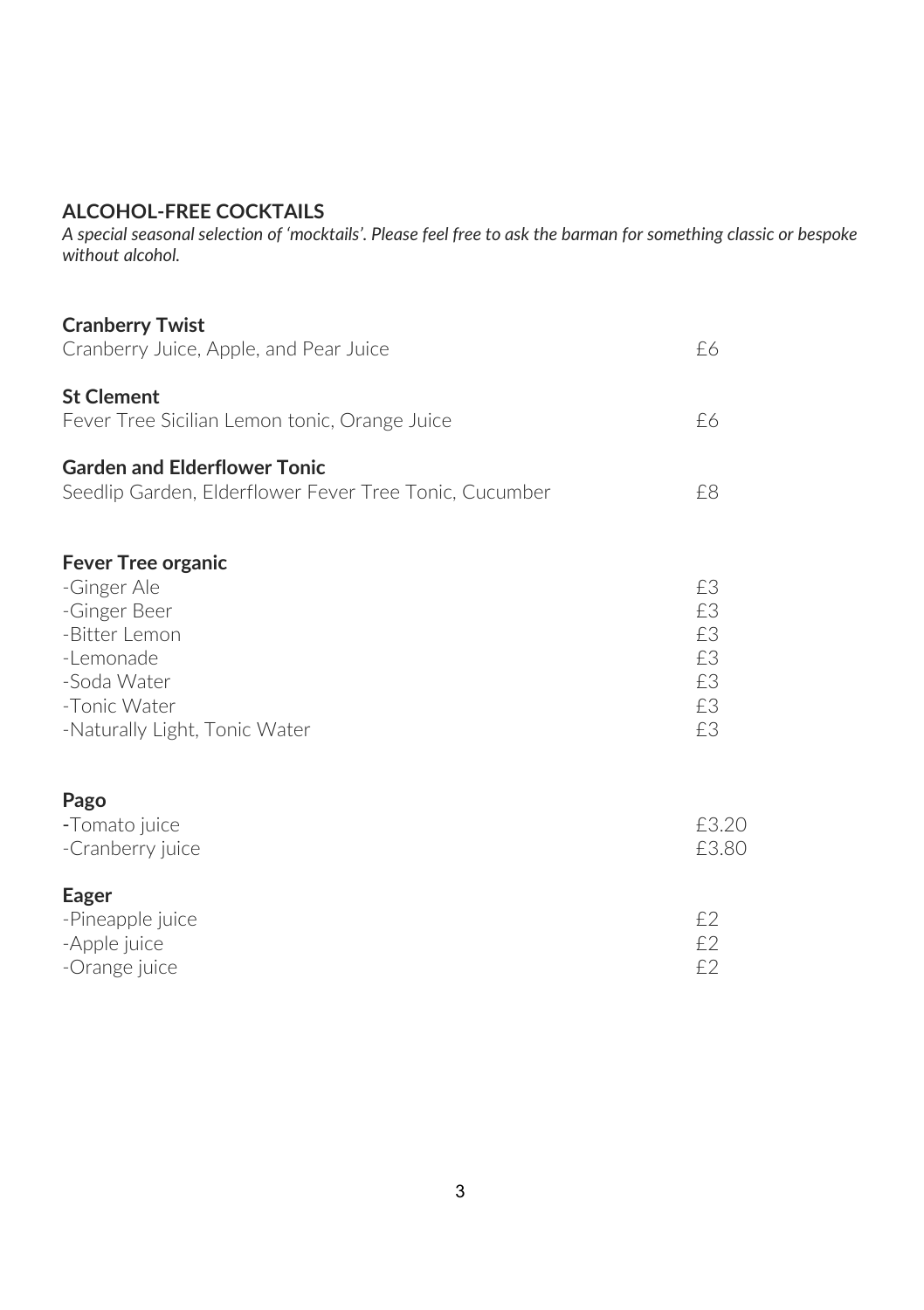## ALCOHOL-FREE COCKTAILS

*A special seasonal selection of 'mocktails'. Please feel free to ask the barman for something classic or bespoke without alcohol.*

**Cranberry Twist**
Cranberry Juice, Apple, and Pear Juice — £6

**St Clement**
Fever Tree Sicilian Lemon tonic, Orange Juice — £6

**Garden and Elderflower Tonic**
Seedlip Garden, Elderflower Fever Tree Tonic, Cucumber — £8

**Fever Tree organic**

| | |
|---|---|
| -Ginger Ale | £3 |
| -Ginger Beer | £3 |
| -Bitter Lemon | £3 |
| -Lemonade | £3 |
| -Soda Water | £3 |
| -Tonic Water | £3 |
| -Naturally Light, Tonic Water | £3 |

**Pago**

| | |
|---|---|
| -Tomato juice | £3.20 |
| -Cranberry juice | £3.80 |

**Eager**

| | |
|---|---|
| -Pineapple juice | £2 |
| -Apple juice | £2 |
| -Orange juice | £2 |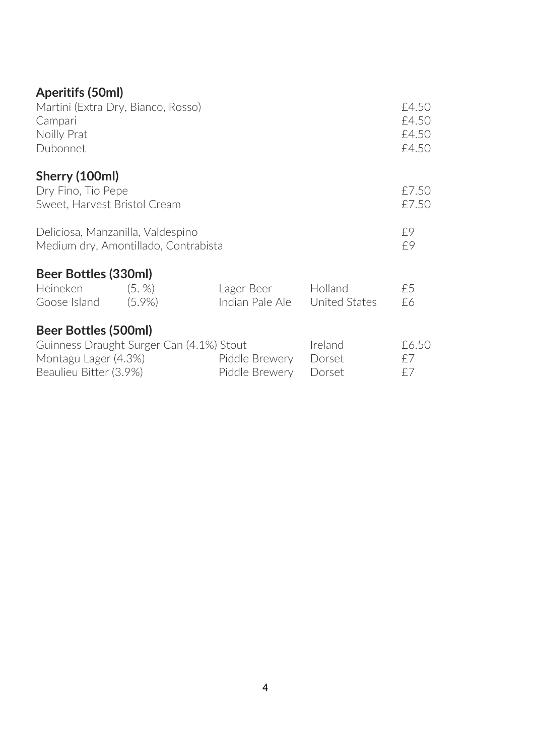## Aperitifs (50ml)

| | |
|---|---|
| Martini (Extra Dry, Bianco, Rosso) | £4.50 |
| Campari | £4.50 |
| Noilly Prat | £4.50 |
| Dubonnet | £4.50 |

## Sherry (100ml)

| | |
|---|---|
| Dry Fino, Tio Pepe | £7.50 |
| Sweet, Harvest Bristol Cream | £7.50 |
| Deliciosa, Manzanilla, Valdespino | £9 |
| Medium dry, Amontillado, Contrabista | £9 |

## Beer Bottles (330ml)

| | | | | |
|---|---|---|---|---|
| Heineken | (5. %) | Lager Beer | Holland | £5 |
| Goose Island | (5.9%) | Indian Pale Ale | United States | £6 |

## Beer Bottles (500ml)

| | | | |
|---|---|---|---|
| Guinness Draught Surger Can (4.1%) Stout | | Ireland | £6.50 |
| Montagu Lager (4.3%) | Piddle Brewery | Dorset | £7 |
| Beaulieu Bitter (3.9%) | Piddle Brewery | Dorset | £7 |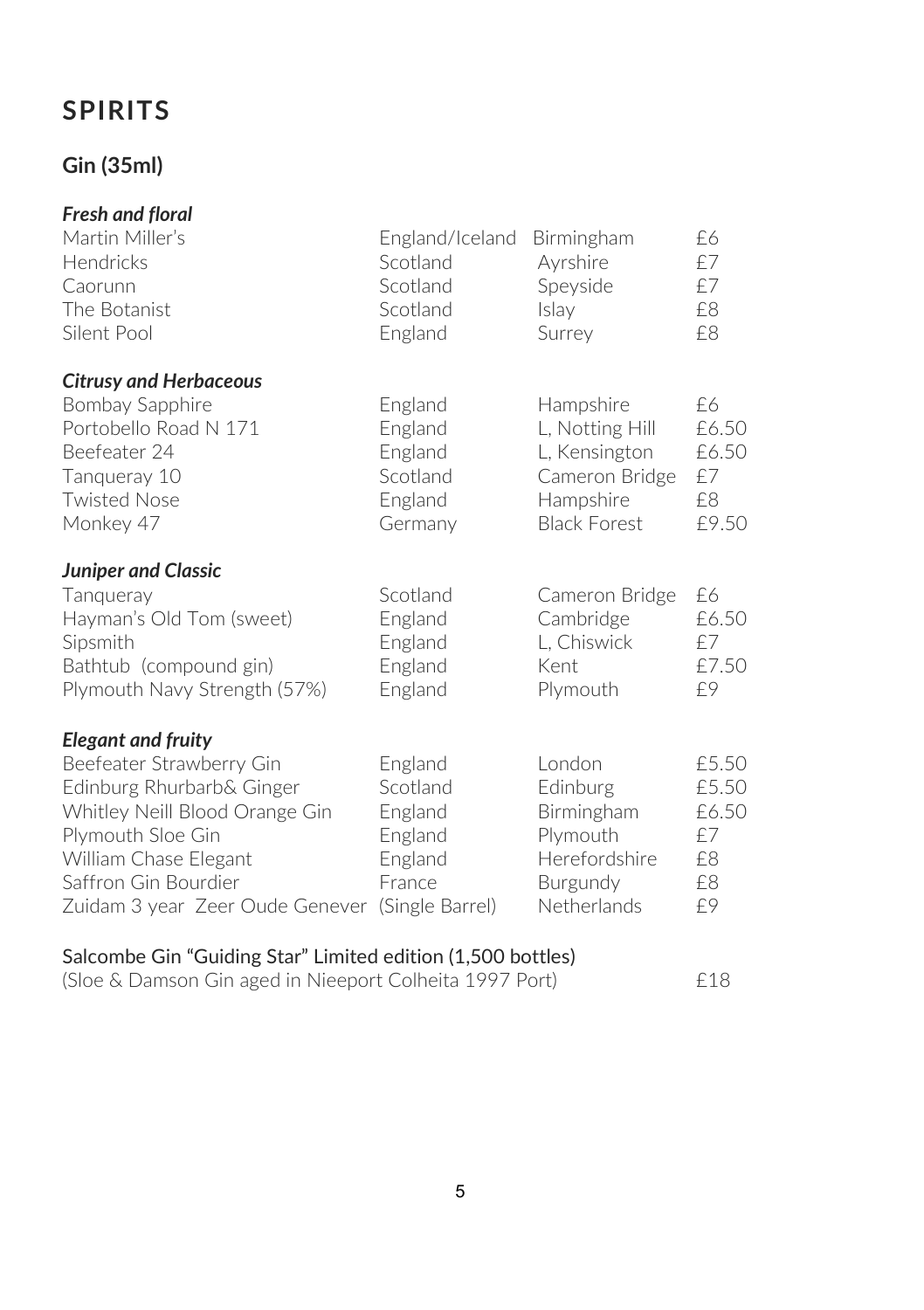# SPIRITS

## Gin (35ml)

### *Fresh and floral*

| | | | |
|---|---|---|---|
| Martin Miller's | England/Iceland | Birmingham | £6 |
| Hendricks | Scotland | Ayrshire | £7 |
| Caorunn | Scotland | Speyside | £7 |
| The Botanist | Scotland | Islay | £8 |
| Silent Pool | England | Surrey | £8 |

### *Citrusy and Herbaceous*

| | | | |
|---|---|---|---|
| Bombay Sapphire | England | Hampshire | £6 |
| Portobello Road N 171 | England | L, Notting Hill | £6.50 |
| Beefeater 24 | England | L, Kensington | £6.50 |
| Tanqueray 10 | Scotland | Cameron Bridge | £7 |
| Twisted Nose | England | Hampshire | £8 |
| Monkey 47 | Germany | Black Forest | £9.50 |

### *Juniper and Classic*

| | | | |
|---|---|---|---|
| Tanqueray | Scotland | Cameron Bridge | £6 |
| Hayman's Old Tom (sweet) | England | Cambridge | £6.50 |
| Sipsmith | England | L, Chiswick | £7 |
| Bathtub (compound gin) | England | Kent | £7.50 |
| Plymouth Navy Strength (57%) | England | Plymouth | £9 |

### *Elegant and fruity*

| | | | |
|---|---|---|---|
| Beefeater Strawberry Gin | England | London | £5.50 |
| Edinburg Rhurbarb& Ginger | Scotland | Edinburg | £5.50 |
| Whitley Neill Blood Orange Gin | England | Birmingham | £6.50 |
| Plymouth Sloe Gin | England | Plymouth | £7 |
| William Chase Elegant | England | Herefordshire | £8 |
| Saffron Gin Bourdier | France | Burgundy | £8 |
| Zuidam 3 year Zeer Oude Genever | (Single Barrel) | Netherlands | £9 |

Salcombe Gin "Guiding Star" Limited edition (1,500 bottles)
(Sloe & Damson Gin aged in Nieeport Colheita 1997 Port) £18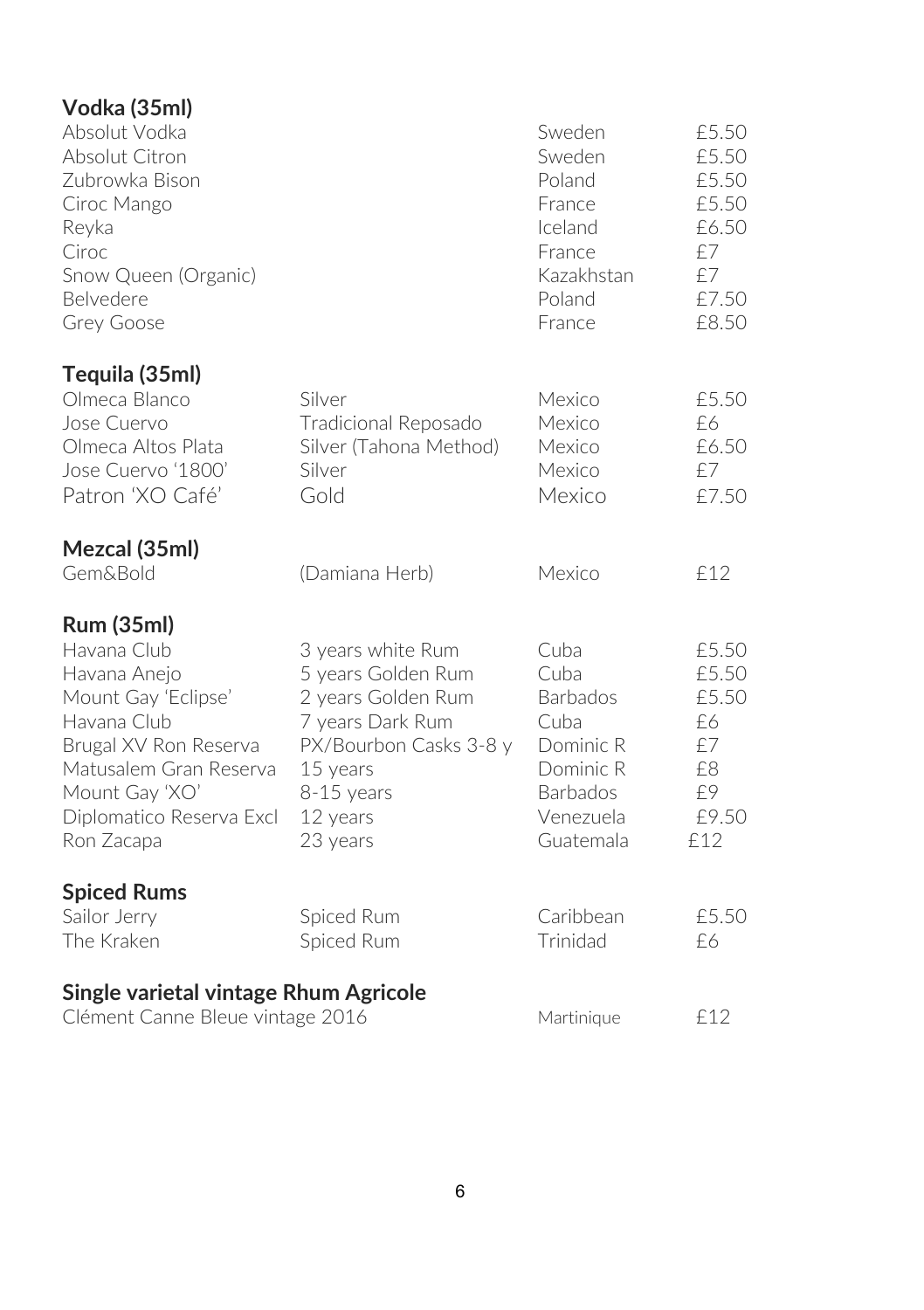## Vodka (35ml)

| | | | |
|---|---|---|---|
| Absolut Vodka | | Sweden | £5.50 |
| Absolut Citron | | Sweden | £5.50 |
| Zubrowka Bison | | Poland | £5.50 |
| Ciroc Mango | | France | £5.50 |
| Reyka | | Iceland | £6.50 |
| Ciroc | | France | £7 |
| Snow Queen (Organic) | | Kazakhstan | £7 |
| Belvedere | | Poland | £7.50 |
| Grey Goose | | France | £8.50 |

## Tequila (35ml)

| | | | |
|---|---|---|---|
| Olmeca Blanco | Silver | Mexico | £5.50 |
| Jose Cuervo | Tradicional Reposado | Mexico | £6 |
| Olmeca Altos Plata | Silver (Tahona Method) | Mexico | £6.50 |
| Jose Cuervo '1800' | Silver | Mexico | £7 |
| Patron 'XO Café' | Gold | Mexico | £7.50 |

## Mezcal (35ml)

| | | | |
|---|---|---|---|
| Gem&Bold | (Damiana Herb) | Mexico | £12 |

## Rum (35ml)

| | | | |
|---|---|---|---|
| Havana Club | 3 years white Rum | Cuba | £5.50 |
| Havana Anejo | 5 years Golden Rum | Cuba | £5.50 |
| Mount Gay 'Eclipse' | 2 years Golden Rum | Barbados | £5.50 |
| Havana Club | 7 years Dark Rum | Cuba | £6 |
| Brugal XV Ron Reserva | PX/Bourbon Casks 3-8 y | Dominic R | £7 |
| Matusalem Gran Reserva | 15 years | Dominic R | £8 |
| Mount Gay 'XO' | 8-15 years | Barbados | £9 |
| Diplomatico Reserva Excl | 12 years | Venezuela | £9.50 |
| Ron Zacapa | 23 years | Guatemala | £12 |

## Spiced Rums

| | | | |
|---|---|---|---|
| Sailor Jerry | Spiced Rum | Caribbean | £5.50 |
| The Kraken | Spiced Rum | Trinidad | £6 |

## Single varietal vintage Rhum Agricole

| | | | |
|---|---|---|---|
| Clément Canne Bleue vintage 2016 | | Martinique | £12 |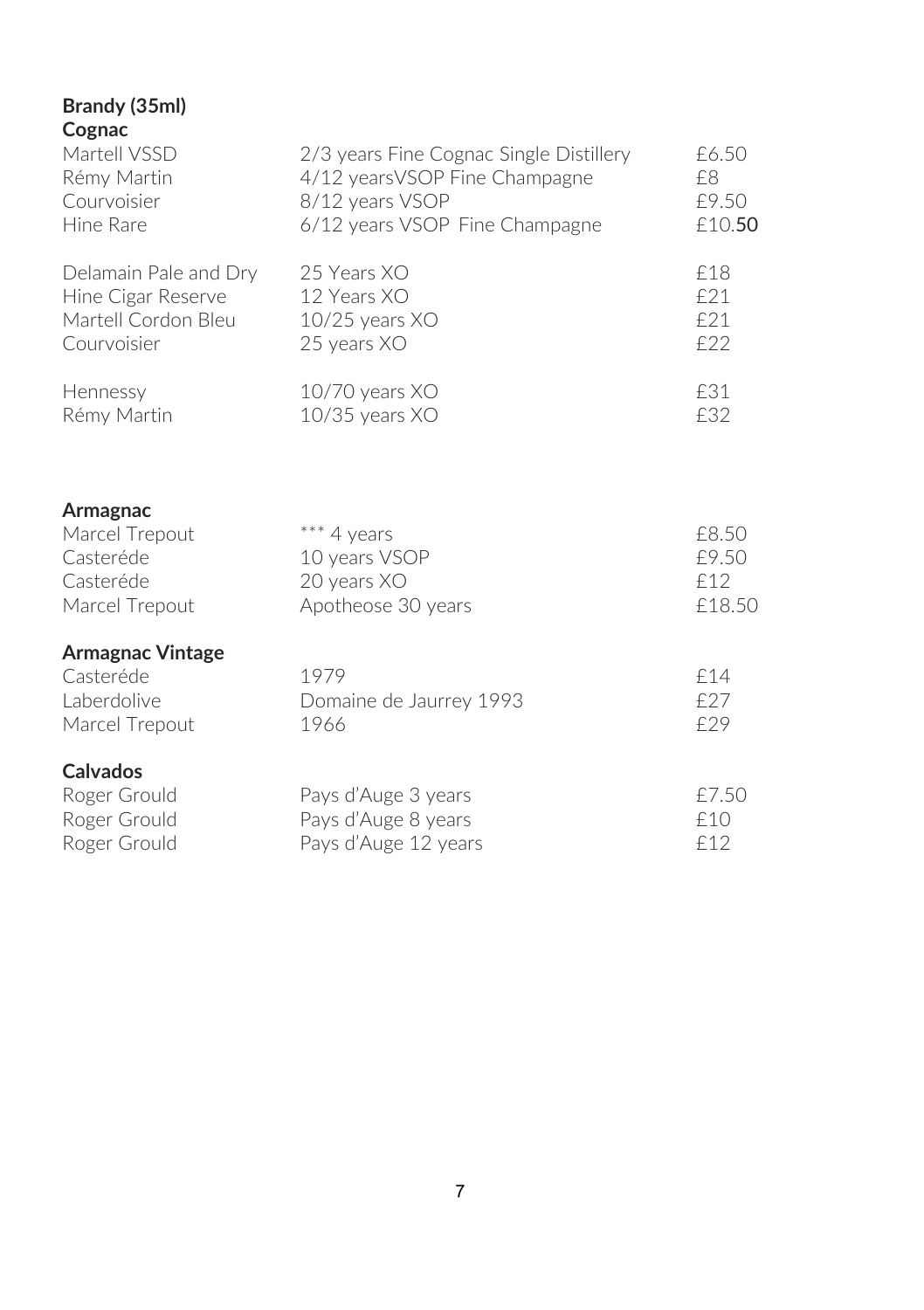## Brandy (35ml)

### Cognac

| | | |
|---|---|---|
| Martell VSSD | 2/3 years Fine Cognac Single Distillery | £6.50 |
| Rémy Martin | 4/12 yearsVSOP Fine Champagne | £8 |
| Courvoisier | 8/12 years VSOP | £9.50 |
| Hine Rare | 6/12 years VSOP Fine Champagne | £10.**50** |
| Delamain Pale and Dry | 25 Years XO | £18 |
| Hine Cigar Reserve | 12 Years XO | £21 |
| Martell Cordon Bleu | 10/25 years XO | £21 |
| Courvoisier | 25 years XO | £22 |
| Hennessy | 10/70 years XO | £31 |
| Rémy Martin | 10/35 years XO | £32 |

### Armagnac

| | | |
|---|---|---|
| Marcel Trepout | *** 4 years | £8.50 |
| Casteréde | 10 years VSOP | £9.50 |
| Casteréde | 20 years XO | £12 |
| Marcel Trepout | Apotheose 30 years | £18.50 |

### Armagnac Vintage

| | | |
|---|---|---|
| Casteréde | 1979 | £14 |
| Laberdolive | Domaine de Jaurrey 1993 | £27 |
| Marcel Trepout | 1966 | £29 |

### Calvados

| | | |
|---|---|---|
| Roger Grould | Pays d'Auge 3 years | £7.50 |
| Roger Grould | Pays d'Auge 8 years | £10 |
| Roger Grould | Pays d'Auge 12 years | £12 |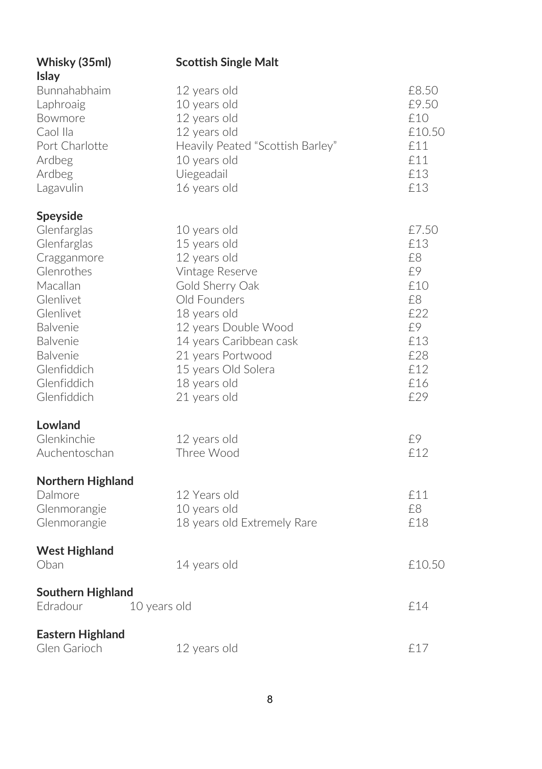**Whisky (35ml)** **Scottish Single Malt**

### Islay

| | | |
|---|---|---|
| Bunnahabhaim | 12 years old | £8.50 |
| Laphroaig | 10 years old | £9.50 |
| Bowmore | 12 years old | £10 |
| Caol Ila | 12 years old | £10.50 |
| Port Charlotte | Heavily Peated "Scottish Barley" | £11 |
| Ardbeg | 10 years old | £11 |
| Ardbeg | Uiegeadail | £13 |
| Lagavulin | 16 years old | £13 |

### Speyside

| | | |
|---|---|---|
| Glenfarglas | 10 years old | £7.50 |
| Glenfarglas | 15 years old | £13 |
| Cragganmore | 12 years old | £8 |
| Glenrothes | Vintage Reserve | £9 |
| Macallan | Gold Sherry Oak | £10 |
| Glenlivet | Old Founders | £8 |
| Glenlivet | 18 years old | £22 |
| Balvenie | 12 years Double Wood | £9 |
| Balvenie | 14 years Caribbean cask | £13 |
| Balvenie | 21 years Portwood | £28 |
| Glenfiddich | 15 years Old Solera | £12 |
| Glenfiddich | 18 years old | £16 |
| Glenfiddich | 21 years old | £29 |

### Lowland

| | | |
|---|---|---|
| Glenkinchie | 12 years old | £9 |
| Auchentoschan | Three Wood | £12 |

### Northern Highland

| | | |
|---|---|---|
| Dalmore | 12 Years old | £11 |
| Glenmorangie | 10 years old | £8 |
| Glenmorangie | 18 years old Extremely Rare | £18 |

### West Highland

| | | |
|---|---|---|
| Oban | 14 years old | £10.50 |

### Southern Highland

| | | |
|---|---|---|
| Edradour | 10 years old | £14 |

### Eastern Highland

| | | |
|---|---|---|
| Glen Garioch | 12 years old | £17 |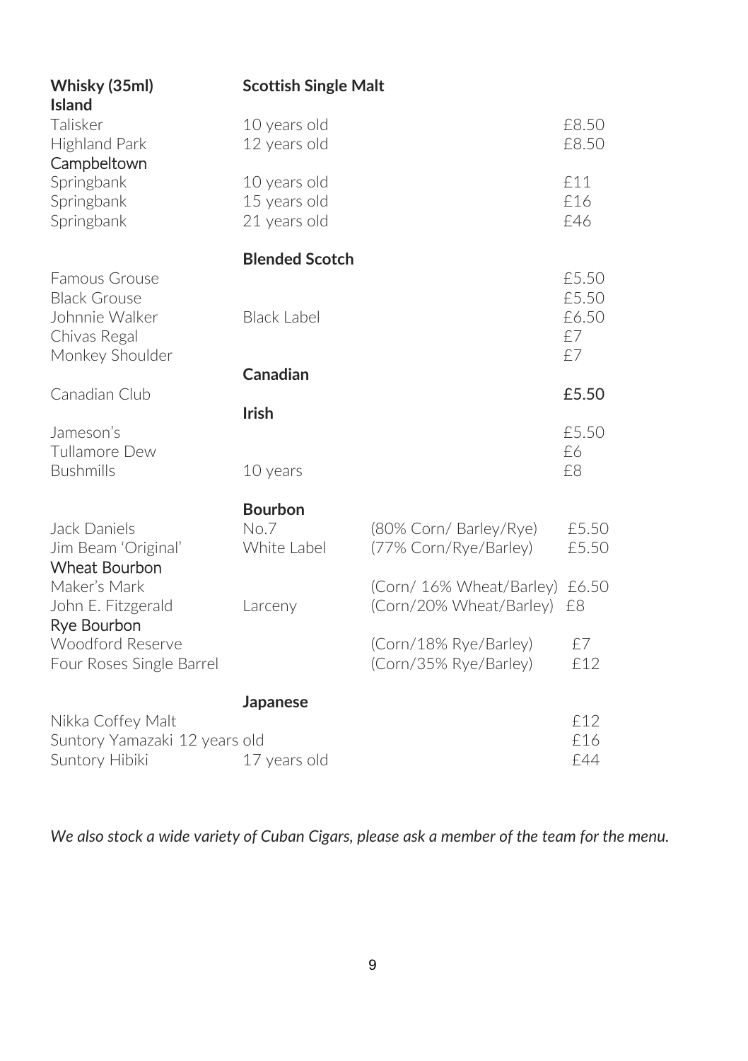## Whisky (35ml)

### Scottish Single Malt

**Island**

| | | |
|---|---|---|
| Talisker | 10 years old | £8.50 |
| Highland Park | 12 years old | £8.50 |

**Campbeltown**

| | | |
|---|---|---|
| Springbank | 10 years old | £11 |
| Springbank | 15 years old | £16 |
| Springbank | 21 years old | £46 |

### Blended Scotch

| | | |
|---|---|---|
| Famous Grouse | | £5.50 |
| Black Grouse | | £5.50 |
| Johnnie Walker | Black Label | £6.50 |
| Chivas Regal | | £7 |
| Monkey Shoulder | | £7 |

### Canadian

| | | |
|---|---|---|
| Canadian Club | | **£5.50** |

### Irish

| | | |
|---|---|---|
| Jameson's | | £5.50 |
| Tullamore Dew | | £6 |
| Bushmills | 10 years | £8 |

### Bourbon

| | | | |
|---|---|---|---|
| Jack Daniels | No.7 | (80% Corn/ Barley/Rye) | £5.50 |
| Jim Beam 'Original' | White Label | (77% Corn/Rye/Barley) | £5.50 |
| **Wheat Bourbon** | | | |
| Maker's Mark | | (Corn/ 16% Wheat/Barley) | £6.50 |
| John E. Fitzgerald | Larceny | (Corn/20% Wheat/Barley) | £8 |
| **Rye Bourbon** | | | |
| Woodford Reserve | | (Corn/18% Rye/Barley) | £7 |
| Four Roses Single Barrel | | (Corn/35% Rye/Barley) | £12 |

### Japanese

| | | |
|---|---|---|
| Nikka Coffey Malt | | £12 |
| Suntory Yamazaki 12 years old | | £16 |
| Suntory Hibiki | 17 years old | £44 |

*We also stock a wide variety of Cuban Cigars, please ask a member of the team for the menu.*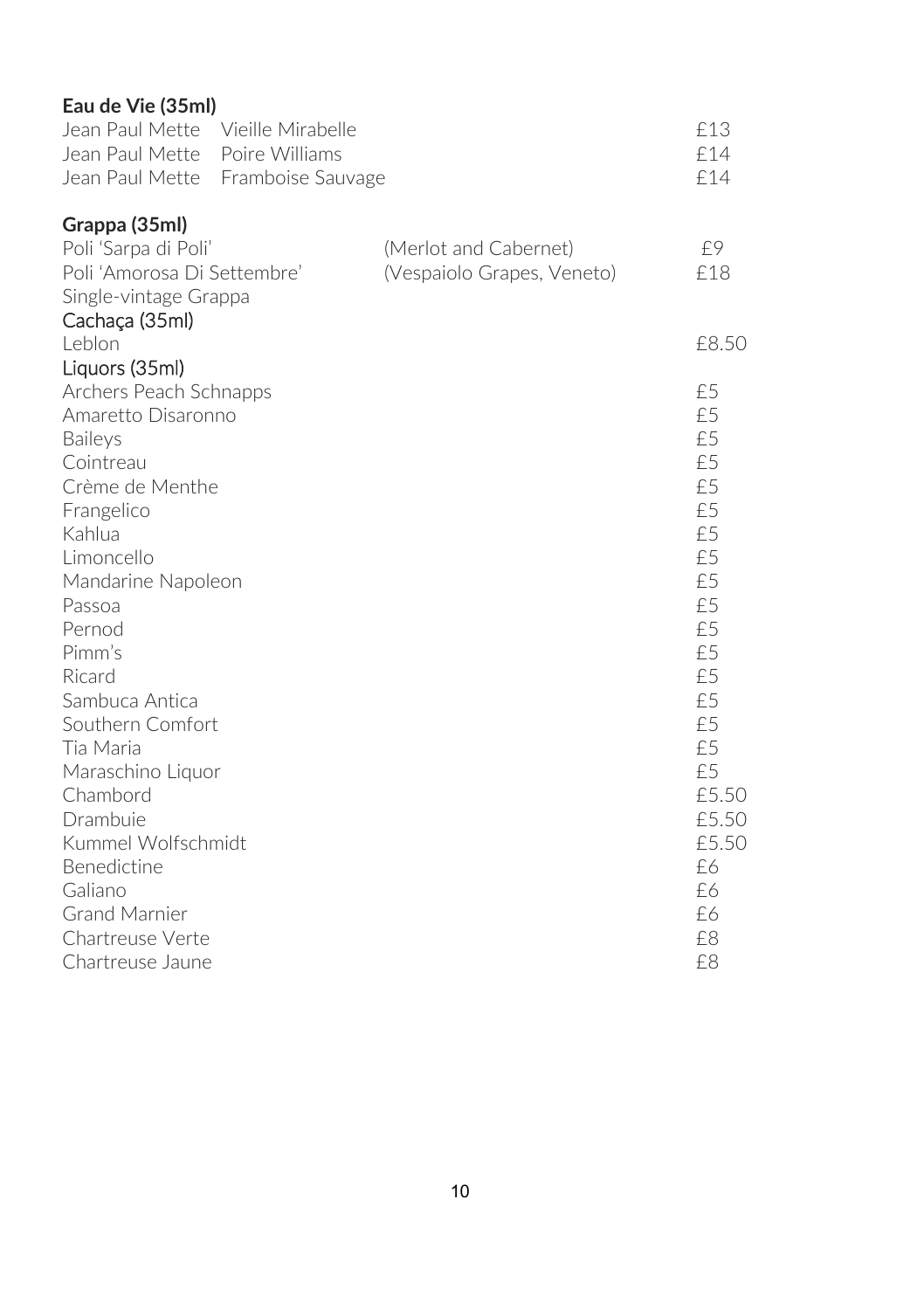**Eau de Vie (35ml)**

| | | |
|---|---|---|
| Jean Paul Mette | Vieille Mirabelle | £13 |
| Jean Paul Mette | Poire Williams | £14 |
| Jean Paul Mette | Framboise Sauvage | £14 |

**Grappa (35ml)**

| | | |
|---|---|---|
| Poli 'Sarpa di Poli' | (Merlot and Cabernet) | £9 |
| Poli 'Amorosa Di Settembre' | (Vespaiolo Grapes, Veneto) | £18 |
| Single-vintage Grappa | | |

Cachaça (35ml)

| | |
|---|---|
| Leblon | £8.50 |

Liquors (35ml)

| | |
|---|---|
| Archers Peach Schnapps | £5 |
| Amaretto Disaronno | £5 |
| Baileys | £5 |
| Cointreau | £5 |
| Crème de Menthe | £5 |
| Frangelico | £5 |
| Kahlua | £5 |
| Limoncello | £5 |
| Mandarine Napoleon | £5 |
| Passoa | £5 |
| Pernod | £5 |
| Pimm's | £5 |
| Ricard | £5 |
| Sambuca Antica | £5 |
| Southern Comfort | £5 |
| Tia Maria | £5 |
| Maraschino Liquor | £5 |
| Chambord | £5.50 |
| Drambuie | £5.50 |
| Kummel Wolfschmidt | £5.50 |
| Benedictine | £6 |
| Galiano | £6 |
| Grand Marnier | £6 |
| Chartreuse Verte | £8 |
| Chartreuse Jaune | £8 |